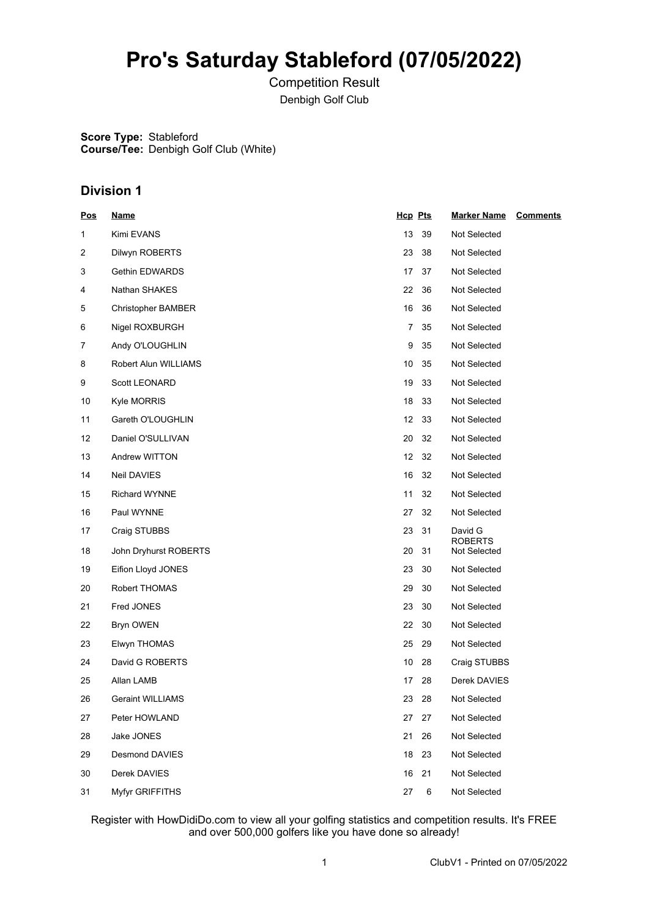# Pro's Saturday Stableford (07/05/2022)

Competition Result

Denbigh Golf Club

**Score Type:** Stableford
**Course/Tee:** Denbigh Golf Club (White)

## Division 1

| Pos | Name | Hcp | Pts | Marker Name | Comments |
|---|---|---|---|---|---|
| 1 | Kimi EVANS | 13 | 39 | Not Selected | |
| 2 | Dilwyn ROBERTS | 23 | 38 | Not Selected | |
| 3 | Gethin EDWARDS | 17 | 37 | Not Selected | |
| 4 | Nathan SHAKES | 22 | 36 | Not Selected | |
| 5 | Christopher BAMBER | 16 | 36 | Not Selected | |
| 6 | Nigel ROXBURGH | 7 | 35 | Not Selected | |
| 7 | Andy O'LOUGHLIN | 9 | 35 | Not Selected | |
| 8 | Robert Alun WILLIAMS | 10 | 35 | Not Selected | |
| 9 | Scott LEONARD | 19 | 33 | Not Selected | |
| 10 | Kyle MORRIS | 18 | 33 | Not Selected | |
| 11 | Gareth O'LOUGHLIN | 12 | 33 | Not Selected | |
| 12 | Daniel O'SULLIVAN | 20 | 32 | Not Selected | |
| 13 | Andrew WITTON | 12 | 32 | Not Selected | |
| 14 | Neil DAVIES | 16 | 32 | Not Selected | |
| 15 | Richard WYNNE | 11 | 32 | Not Selected | |
| 16 | Paul WYNNE | 27 | 32 | Not Selected | |
| 17 | Craig STUBBS | 23 | 31 | David G ROBERTS | |
| 18 | John Dryhurst ROBERTS | 20 | 31 | Not Selected | |
| 19 | Eifion Lloyd JONES | 23 | 30 | Not Selected | |
| 20 | Robert THOMAS | 29 | 30 | Not Selected | |
| 21 | Fred JONES | 23 | 30 | Not Selected | |
| 22 | Bryn OWEN | 22 | 30 | Not Selected | |
| 23 | Elwyn THOMAS | 25 | 29 | Not Selected | |
| 24 | David G ROBERTS | 10 | 28 | Craig STUBBS | |
| 25 | Allan LAMB | 17 | 28 | Derek DAVIES | |
| 26 | Geraint WILLIAMS | 23 | 28 | Not Selected | |
| 27 | Peter HOWLAND | 27 | 27 | Not Selected | |
| 28 | Jake JONES | 21 | 26 | Not Selected | |
| 29 | Desmond DAVIES | 18 | 23 | Not Selected | |
| 30 | Derek DAVIES | 16 | 21 | Not Selected | |
| 31 | Myfyr GRIFFITHS | 27 | 6 | Not Selected | |

Register with HowDidiDo.com to view all your golfing statistics and competition results. It's FREE and over 500,000 golfers like you have done so already!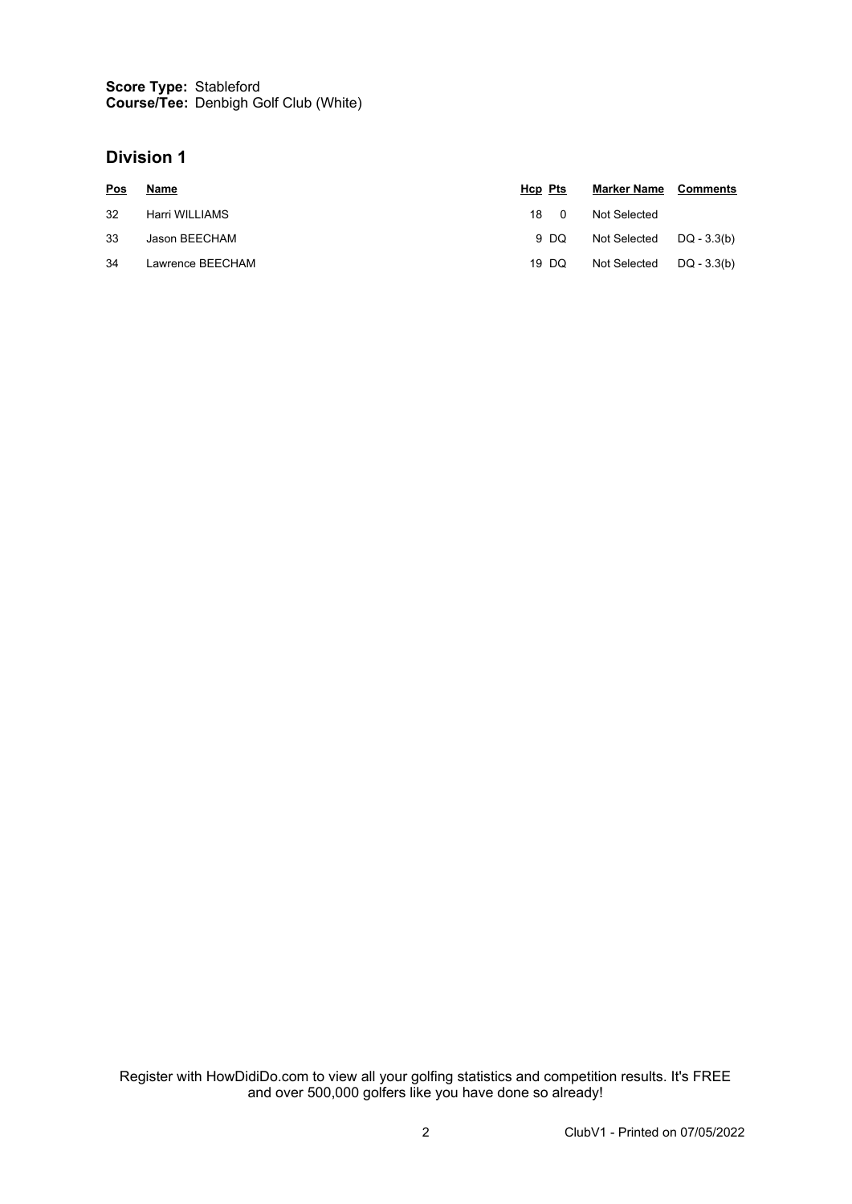**Score Type:** Stableford
**Course/Tee:** Denbigh Golf Club (White)

## Division 1

| Pos | Name | Hcp | Pts | Marker Name | Comments |
|---|---|---|---|---|---|
| 32 | Harri WILLIAMS | 18 | 0 | Not Selected | |
| 33 | Jason BEECHAM | 9 | DQ | Not Selected | DQ - 3.3(b) |
| 34 | Lawrence BEECHAM | 19 | DQ | Not Selected | DQ - 3.3(b) |

Register with HowDidiDo.com to view all your golfing statistics and competition results. It's FREE and over 500,000 golfers like you have done so already!

ClubV1 - Printed on 07/05/2022